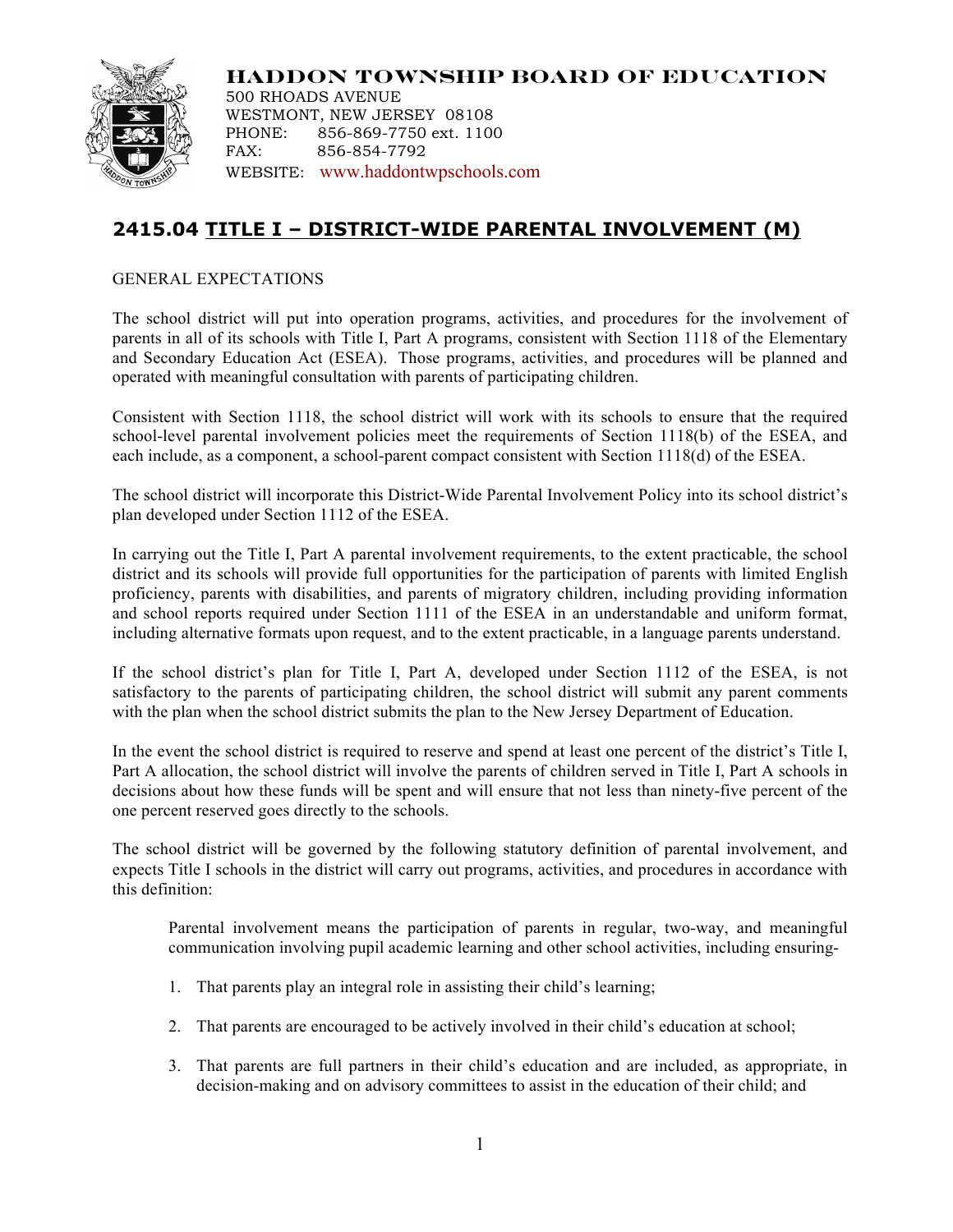**HADDON TOWNSHIP BOARD OF EDUCATION**
500 RHOADS AVENUE
WESTMONT, NEW JERSEY 08108
PHONE: 856-869-7750 ext. 1100
FAX: 856-854-7792
WEBSITE: www.haddontwpschools.com

## 2415.04 TITLE I – DISTRICT-WIDE PARENTAL INVOLVEMENT (M)

GENERAL EXPECTATIONS

The school district will put into operation programs, activities, and procedures for the involvement of parents in all of its schools with Title I, Part A programs, consistent with Section 1118 of the Elementary and Secondary Education Act (ESEA). Those programs, activities, and procedures will be planned and operated with meaningful consultation with parents of participating children.

Consistent with Section 1118, the school district will work with its schools to ensure that the required school-level parental involvement policies meet the requirements of Section 1118(b) of the ESEA, and each include, as a component, a school-parent compact consistent with Section 1118(d) of the ESEA.

The school district will incorporate this District-Wide Parental Involvement Policy into its school district's plan developed under Section 1112 of the ESEA.

In carrying out the Title I, Part A parental involvement requirements, to the extent practicable, the school district and its schools will provide full opportunities for the participation of parents with limited English proficiency, parents with disabilities, and parents of migratory children, including providing information and school reports required under Section 1111 of the ESEA in an understandable and uniform format, including alternative formats upon request, and to the extent practicable, in a language parents understand.

If the school district's plan for Title I, Part A, developed under Section 1112 of the ESEA, is not satisfactory to the parents of participating children, the school district will submit any parent comments with the plan when the school district submits the plan to the New Jersey Department of Education.

In the event the school district is required to reserve and spend at least one percent of the district's Title I, Part A allocation, the school district will involve the parents of children served in Title I, Part A schools in decisions about how these funds will be spent and will ensure that not less than ninety-five percent of the one percent reserved goes directly to the schools.

The school district will be governed by the following statutory definition of parental involvement, and expects Title I schools in the district will carry out programs, activities, and procedures in accordance with this definition:

> Parental involvement means the participation of parents in regular, two-way, and meaningful communication involving pupil academic learning and other school activities, including ensuring-
>
> 1. That parents play an integral role in assisting their child's learning;
> 2. That parents are encouraged to be actively involved in their child's education at school;
> 3. That parents are full partners in their child's education and are included, as appropriate, in decision-making and on advisory committees to assist in the education of their child; and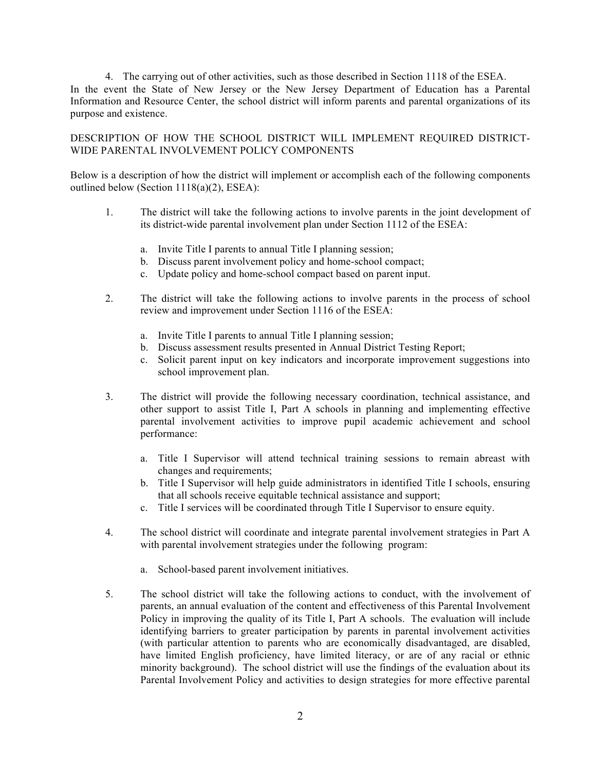4. The carrying out of other activities, such as those described in Section 1118 of the ESEA.

In the event the State of New Jersey or the New Jersey Department of Education has a Parental Information and Resource Center, the school district will inform parents and parental organizations of its purpose and existence.

DESCRIPTION OF HOW THE SCHOOL DISTRICT WILL IMPLEMENT REQUIRED DISTRICT-WIDE PARENTAL INVOLVEMENT POLICY COMPONENTS

Below is a description of how the district will implement or accomplish each of the following components outlined below (Section 1118(a)(2), ESEA):

1. The district will take the following actions to involve parents in the joint development of its district-wide parental involvement plan under Section 1112 of the ESEA:

   a. Invite Title I parents to annual Title I planning session;
   b. Discuss parent involvement policy and home-school compact;
   c. Update policy and home-school compact based on parent input.

2. The district will take the following actions to involve parents in the process of school review and improvement under Section 1116 of the ESEA:

   a. Invite Title I parents to annual Title I planning session;
   b. Discuss assessment results presented in Annual District Testing Report;
   c. Solicit parent input on key indicators and incorporate improvement suggestions into school improvement plan.

3. The district will provide the following necessary coordination, technical assistance, and other support to assist Title I, Part A schools in planning and implementing effective parental involvement activities to improve pupil academic achievement and school performance:

   a. Title I Supervisor will attend technical training sessions to remain abreast with changes and requirements;
   b. Title I Supervisor will help guide administrators in identified Title I schools, ensuring that all schools receive equitable technical assistance and support;
   c. Title I services will be coordinated through Title I Supervisor to ensure equity.

4. The school district will coordinate and integrate parental involvement strategies in Part A with parental involvement strategies under the following program:

   a. School-based parent involvement initiatives.

5. The school district will take the following actions to conduct, with the involvement of parents, an annual evaluation of the content and effectiveness of this Parental Involvement Policy in improving the quality of its Title I, Part A schools. The evaluation will include identifying barriers to greater participation by parents in parental involvement activities (with particular attention to parents who are economically disadvantaged, are disabled, have limited English proficiency, have limited literacy, or are of any racial or ethnic minority background). The school district will use the findings of the evaluation about its Parental Involvement Policy and activities to design strategies for more effective parental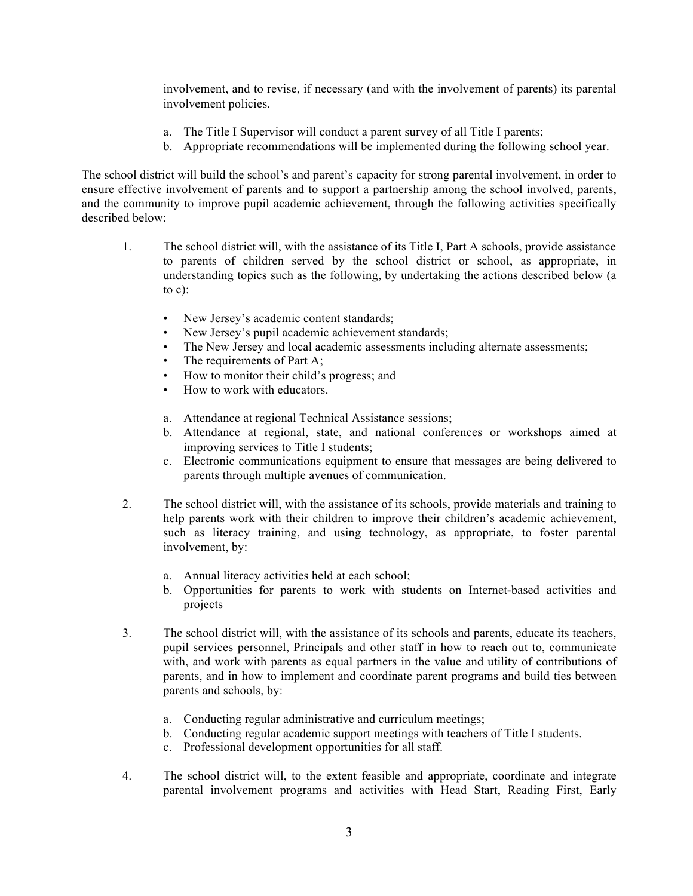involvement, and to revise, if necessary (and with the involvement of parents) its parental involvement policies.

a. The Title I Supervisor will conduct a parent survey of all Title I parents;
b. Appropriate recommendations will be implemented during the following school year.

The school district will build the school's and parent's capacity for strong parental involvement, in order to ensure effective involvement of parents and to support a partnership among the school involved, parents, and the community to improve pupil academic achievement, through the following activities specifically described below:

1. The school district will, with the assistance of its Title I, Part A schools, provide assistance to parents of children served by the school district or school, as appropriate, in understanding topics such as the following, by undertaking the actions described below (a to c):

   - New Jersey's academic content standards;
   - New Jersey's pupil academic achievement standards;
   - The New Jersey and local academic assessments including alternate assessments;
   - The requirements of Part A;
   - How to monitor their child's progress; and
   - How to work with educators.

   a. Attendance at regional Technical Assistance sessions;
   b. Attendance at regional, state, and national conferences or workshops aimed at improving services to Title I students;
   c. Electronic communications equipment to ensure that messages are being delivered to parents through multiple avenues of communication.

2. The school district will, with the assistance of its schools, provide materials and training to help parents work with their children to improve their children's academic achievement, such as literacy training, and using technology, as appropriate, to foster parental involvement, by:

   a. Annual literacy activities held at each school;
   b. Opportunities for parents to work with students on Internet-based activities and projects

3. The school district will, with the assistance of its schools and parents, educate its teachers, pupil services personnel, Principals and other staff in how to reach out to, communicate with, and work with parents as equal partners in the value and utility of contributions of parents, and in how to implement and coordinate parent programs and build ties between parents and schools, by:

   a. Conducting regular administrative and curriculum meetings;
   b. Conducting regular academic support meetings with teachers of Title I students.
   c. Professional development opportunities for all staff.

4. The school district will, to the extent feasible and appropriate, coordinate and integrate parental involvement programs and activities with Head Start, Reading First, Early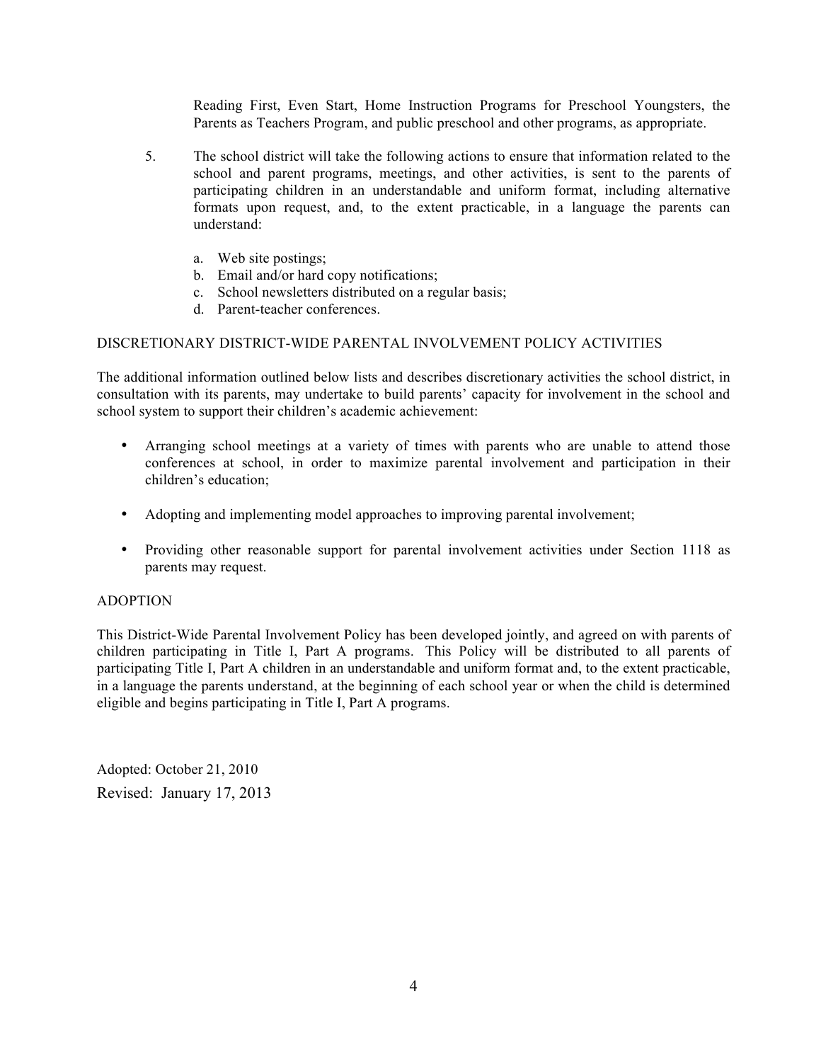Reading First, Even Start, Home Instruction Programs for Preschool Youngsters, the Parents as Teachers Program, and public preschool and other programs, as appropriate.

5. The school district will take the following actions to ensure that information related to the school and parent programs, meetings, and other activities, is sent to the parents of participating children in an understandable and uniform format, including alternative formats upon request, and, to the extent practicable, in a language the parents can understand:

   a. Web site postings;
   b. Email and/or hard copy notifications;
   c. School newsletters distributed on a regular basis;
   d. Parent-teacher conferences.

DISCRETIONARY DISTRICT-WIDE PARENTAL INVOLVEMENT POLICY ACTIVITIES

The additional information outlined below lists and describes discretionary activities the school district, in consultation with its parents, may undertake to build parents' capacity for involvement in the school and school system to support their children's academic achievement:

- Arranging school meetings at a variety of times with parents who are unable to attend those conferences at school, in order to maximize parental involvement and participation in their children's education;
- Adopting and implementing model approaches to improving parental involvement;
- Providing other reasonable support for parental involvement activities under Section 1118 as parents may request.

ADOPTION

This District-Wide Parental Involvement Policy has been developed jointly, and agreed on with parents of children participating in Title I, Part A programs. This Policy will be distributed to all parents of participating Title I, Part A children in an understandable and uniform format and, to the extent practicable, in a language the parents understand, at the beginning of each school year or when the child is determined eligible and begins participating in Title I, Part A programs.

Adopted: October 21, 2010
Revised: January 17, 2013